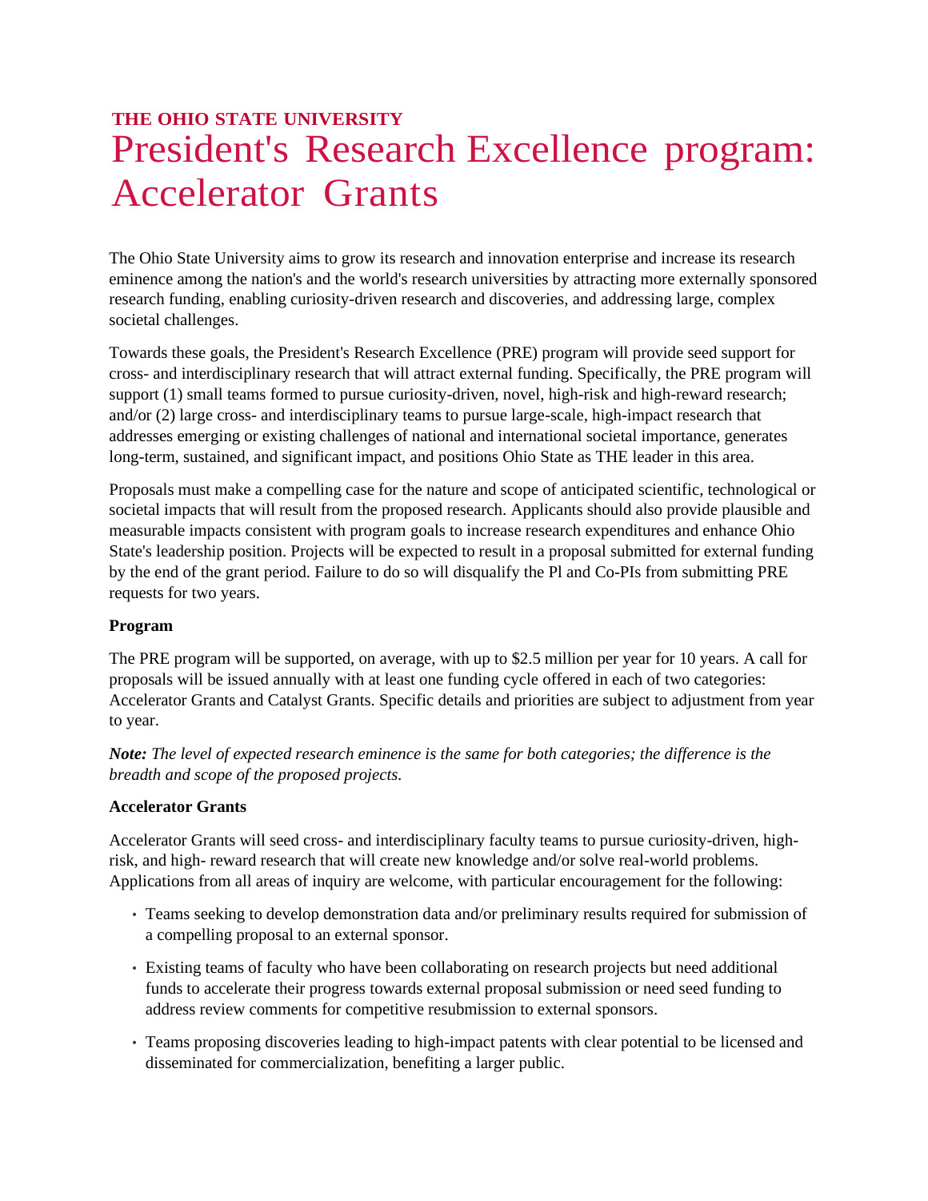**THE OHIO STATE UNIVERSITY**

# President's Research Excellence program: Accelerator Grants

The Ohio State University aims to grow its research and innovation enterprise and increase its research eminence among the nation's and the world's research universities by attracting more externally sponsored research funding, enabling curiosity-driven research and discoveries, and addressing large, complex societal challenges.

Towards these goals, the President's Research Excellence (PRE) program will provide seed support for cross- and interdisciplinary research that will attract external funding. Specifically, the PRE program will support (1) small teams formed to pursue curiosity-driven, novel, high-risk and high-reward research; and/or (2) large cross- and interdisciplinary teams to pursue large-scale, high-impact research that addresses emerging or existing challenges of national and international societal importance, generates long-term, sustained, and significant impact, and positions Ohio State as THE leader in this area.

Proposals must make a compelling case for the nature and scope of anticipated scientific, technological or societal impacts that will result from the proposed research. Applicants should also provide plausible and measurable impacts consistent with program goals to increase research expenditures and enhance Ohio State's leadership position. Projects will be expected to result in a proposal submitted for external funding by the end of the grant period. Failure to do so will disqualify the Pl and Co-PIs from submitting PRE requests for two years.

**Program**

The PRE program will be supported, on average, with up to $2.5 million per year for 10 years. A call for proposals will be issued annually with at least one funding cycle offered in each of two categories: Accelerator Grants and Catalyst Grants. Specific details and priorities are subject to adjustment from year to year.

***Note:*** *The level of expected research eminence is the same for both categories; the difference is the breadth and scope of the proposed projects.*

**Accelerator Grants**

Accelerator Grants will seed cross- and interdisciplinary faculty teams to pursue curiosity-driven, high-risk, and high- reward research that will create new knowledge and/or solve real-world problems. Applications from all areas of inquiry are welcome, with particular encouragement for the following:

- Teams seeking to develop demonstration data and/or preliminary results required for submission of a compelling proposal to an external sponsor.
- Existing teams of faculty who have been collaborating on research projects but need additional funds to accelerate their progress towards external proposal submission or need seed funding to address review comments for competitive resubmission to external sponsors.
- Teams proposing discoveries leading to high-impact patents with clear potential to be licensed and disseminated for commercialization, benefiting a larger public.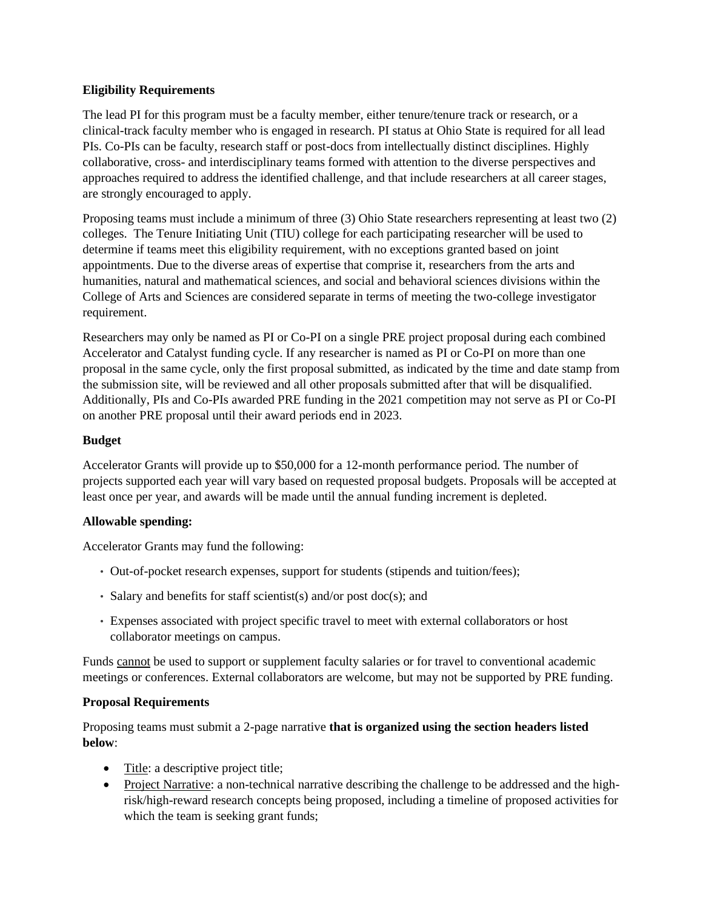**Eligibility Requirements**

The lead PI for this program must be a faculty member, either tenure/tenure track or research, or a clinical-track faculty member who is engaged in research. PI status at Ohio State is required for all lead PIs. Co-PIs can be faculty, research staff or post-docs from intellectually distinct disciplines. Highly collaborative, cross- and interdisciplinary teams formed with attention to the diverse perspectives and approaches required to address the identified challenge, and that include researchers at all career stages, are strongly encouraged to apply.

Proposing teams must include a minimum of three (3) Ohio State researchers representing at least two (2) colleges. The Tenure Initiating Unit (TIU) college for each participating researcher will be used to determine if teams meet this eligibility requirement, with no exceptions granted based on joint appointments. Due to the diverse areas of expertise that comprise it, researchers from the arts and humanities, natural and mathematical sciences, and social and behavioral sciences divisions within the College of Arts and Sciences are considered separate in terms of meeting the two-college investigator requirement.

Researchers may only be named as PI or Co-PI on a single PRE project proposal during each combined Accelerator and Catalyst funding cycle. If any researcher is named as PI or Co-PI on more than one proposal in the same cycle, only the first proposal submitted, as indicated by the time and date stamp from the submission site, will be reviewed and all other proposals submitted after that will be disqualified. Additionally, PIs and Co-PIs awarded PRE funding in the 2021 competition may not serve as PI or Co-PI on another PRE proposal until their award periods end in 2023.

**Budget**

Accelerator Grants will provide up to $50,000 for a 12-month performance period. The number of projects supported each year will vary based on requested proposal budgets. Proposals will be accepted at least once per year, and awards will be made until the annual funding increment is depleted.

**Allowable spending:**

Accelerator Grants may fund the following:

- Out-of-pocket research expenses, support for students (stipends and tuition/fees);
- Salary and benefits for staff scientist(s) and/or post doc(s); and
- Expenses associated with project specific travel to meet with external collaborators or host collaborator meetings on campus.

Funds <u>cannot</u> be used to support or supplement faculty salaries or for travel to conventional academic meetings or conferences. External collaborators are welcome, but may not be supported by PRE funding.

**Proposal Requirements**

Proposing teams must submit a 2-page narrative **that is organized using the section headers listed below**:

- <u>Title</u>: a descriptive project title;
- <u>Project Narrative</u>: a non-technical narrative describing the challenge to be addressed and the high-risk/high-reward research concepts being proposed, including a timeline of proposed activities for which the team is seeking grant funds;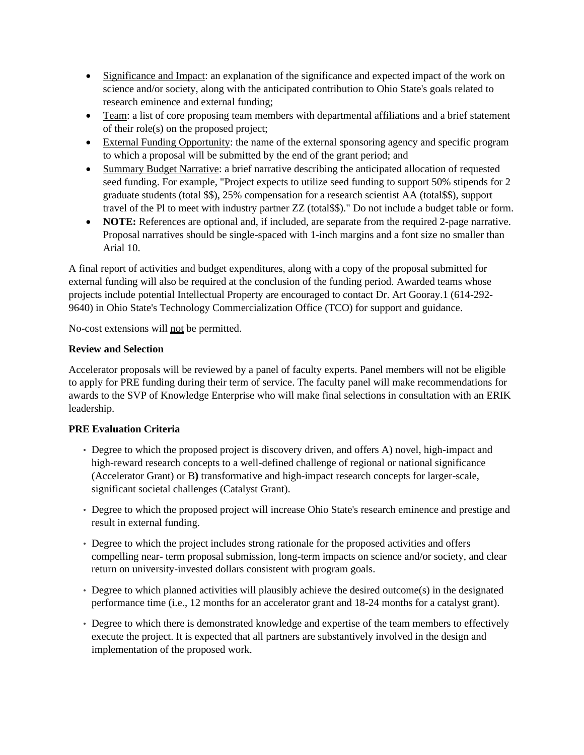- Significance and Impact: an explanation of the significance and expected impact of the work on science and/or society, along with the anticipated contribution to Ohio State's goals related to research eminence and external funding;
- Team: a list of core proposing team members with departmental affiliations and a brief statement of their role(s) on the proposed project;
- External Funding Opportunity: the name of the external sponsoring agency and specific program to which a proposal will be submitted by the end of the grant period; and
- Summary Budget Narrative: a brief narrative describing the anticipated allocation of requested seed funding. For example, "Project expects to utilize seed funding to support 50% stipends for 2 graduate students (total $$), 25% compensation for a research scientist AA (total$$), support travel of the Pl to meet with industry partner ZZ (total$$)." Do not include a budget table or form.
- **NOTE:** References are optional and, if included, are separate from the required 2-page narrative. Proposal narratives should be single-spaced with 1-inch margins and a font size no smaller than Arial 10.

A final report of activities and budget expenditures, along with a copy of the proposal submitted for external funding will also be required at the conclusion of the funding period. Awarded teams whose projects include potential Intellectual Property are encouraged to contact Dr. Art Gooray.1 (614-292-9640) in Ohio State's Technology Commercialization Office (TCO) for support and guidance.

No-cost extensions will not be permitted.

**Review and Selection**

Accelerator proposals will be reviewed by a panel of faculty experts. Panel members will not be eligible to apply for PRE funding during their term of service. The faculty panel will make recommendations for awards to the SVP of Knowledge Enterprise who will make final selections in consultation with an ERIK leadership.

**PRE Evaluation Criteria**

- Degree to which the proposed project is discovery driven, and offers A) novel, high-impact and high-reward research concepts to a well-defined challenge of regional or national significance (Accelerator Grant) or B**)** transformative and high-impact research concepts for larger-scale, significant societal challenges (Catalyst Grant).
- Degree to which the proposed project will increase Ohio State's research eminence and prestige and result in external funding.
- Degree to which the project includes strong rationale for the proposed activities and offers compelling near- term proposal submission, long-term impacts on science and/or society, and clear return on university-invested dollars consistent with program goals.
- Degree to which planned activities will plausibly achieve the desired outcome(s) in the designated performance time (i.e., 12 months for an accelerator grant and 18-24 months for a catalyst grant).
- Degree to which there is demonstrated knowledge and expertise of the team members to effectively execute the project. It is expected that all partners are substantively involved in the design and implementation of the proposed work.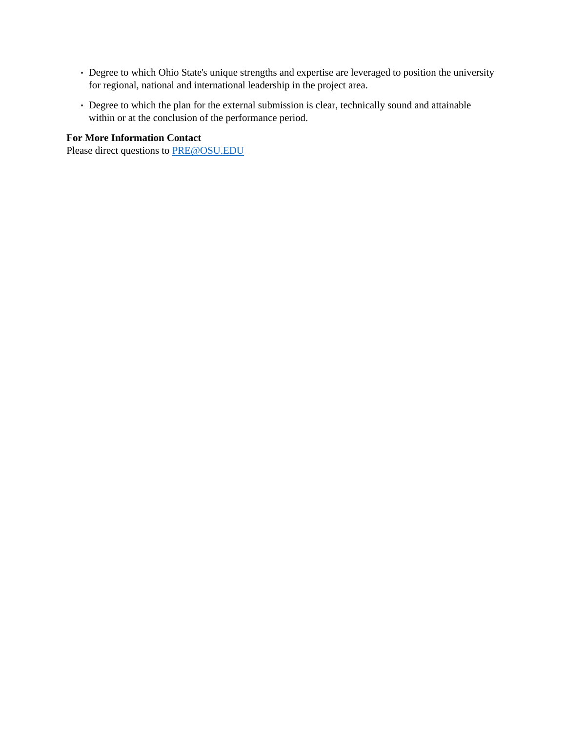- Degree to which Ohio State's unique strengths and expertise are leveraged to position the university for regional, national and international leadership in the project area.
- Degree to which the plan for the external submission is clear, technically sound and attainable within or at the conclusion of the performance period.

**For More Information Contact**
Please direct questions to [PRE@OSU.EDU](mailto:PRE@OSU.EDU)